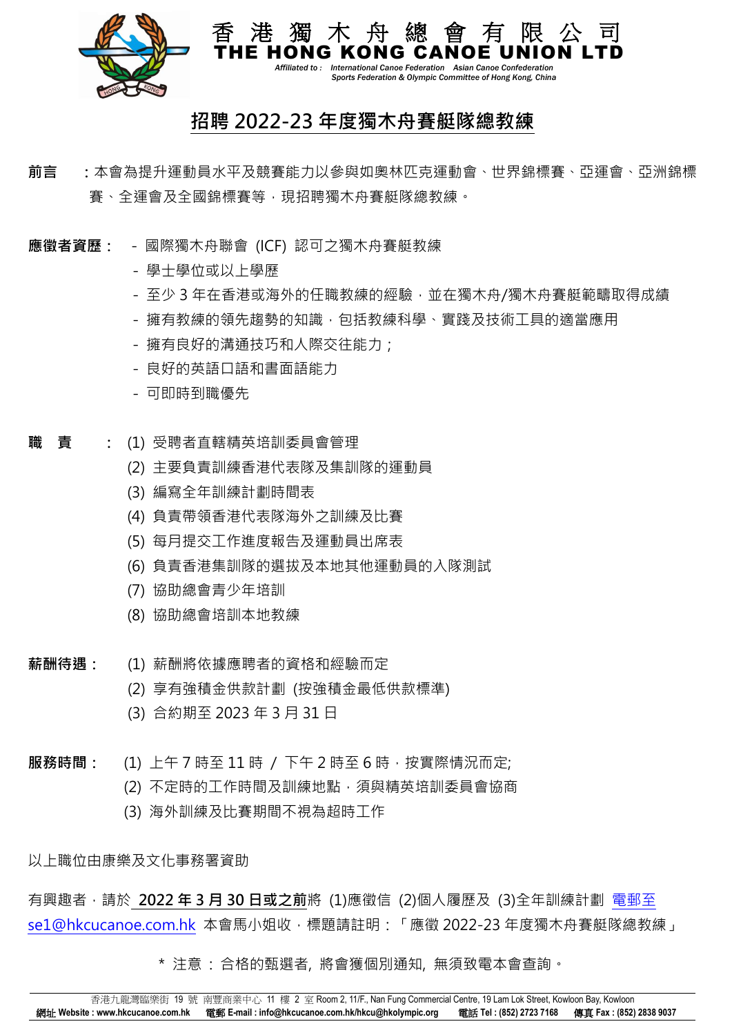香 港 獨 木 舟 總 會 有 限 公 司

THE HONG KONG CANOE UNION LTD

*Affiliated to : International Canoe Federation Asian Canoe Confederation Sports Federation & Olympic Committee of Hong Kong, China*

# 招聘 2022-23 年度獨木舟賽艇隊總教練

**前言** ：本會為提升運動員水平及競賽能力以參與如奧林匹克運動會、世界錦標賽、亞運會、亞洲錦標賽、全運會及全國錦標賽等，現招聘獨木舟賽艇隊總教練。

**應徵者資歷：**

- 國際獨木舟聯會 (ICF) 認可之獨木舟賽艇教練
- 學士學位或以上學歷
- 至少 3 年在香港或海外的任職教練的經驗，並在獨木舟/獨木舟賽艇範疇取得成績
- 擁有教練的領先趨勢的知識，包括教練科學、實踐及技術工具的適當應用
- 擁有良好的溝通技巧和人際交往能力；
- 良好的英語口語和書面語能力
- 可即時到職優先

**職　責** ：

(1) 受聘者直轄精英培訓委員會管理
(2) 主要負責訓練香港代表隊及集訓隊的運動員
(3) 編寫全年訓練計劃時間表
(4) 負責帶領香港代表隊海外之訓練及比賽
(5) 每月提交工作進度報告及運動員出席表
(6) 負責香港集訓隊的選拔及本地其他運動員的入隊測試
(7) 協助總會青少年培訓
(8) 協助總會培訓本地教練

**薪酬待遇：**

(1) 薪酬將依據應聘者的資格和經驗而定
(2) 享有強積金供款計劃 (按強積金最低供款標準)
(3) 合約期至 2023 年 3 月 31 日

**服務時間：**

(1) 上午 7 時至 11 時 / 下午 2 時至 6 時，按實際情況而定;
(2) 不定時的工作時間及訓練地點，須與精英培訓委員會協商
(3) 海外訓練及比賽期間不視為超時工作

以上職位由康樂及文化事務署資助

有興趣者，請於 **2022 年 3 月 30 日或之前**將 (1)應徵信 (2)個人履歷及 (3)全年訓練計劃 電郵至 se1@hkcucanoe.com.hk 本會馬小姐收，標題請註明：「應徵 2022-23 年度獨木舟賽艇隊總教練」

\* 注意 : 合格的甄選者, 將會獲個別通知, 無須致電本會查詢。

香港九龍灣臨樂街 19 號 南豐商業中心 11 樓 2 室 Room 2, 11/F., Nan Fung Commercial Centre, 19 Lam Lok Street, Kowloon Bay, Kowloon

**網址 Website : www.hkcucanoe.com.hk 電郵 E-mail : info@hkcucanoe.com.hk/hkcu@hkolympic.org 電話 Tel : (852) 2723 7168 傳真 Fax : (852) 2838 9037**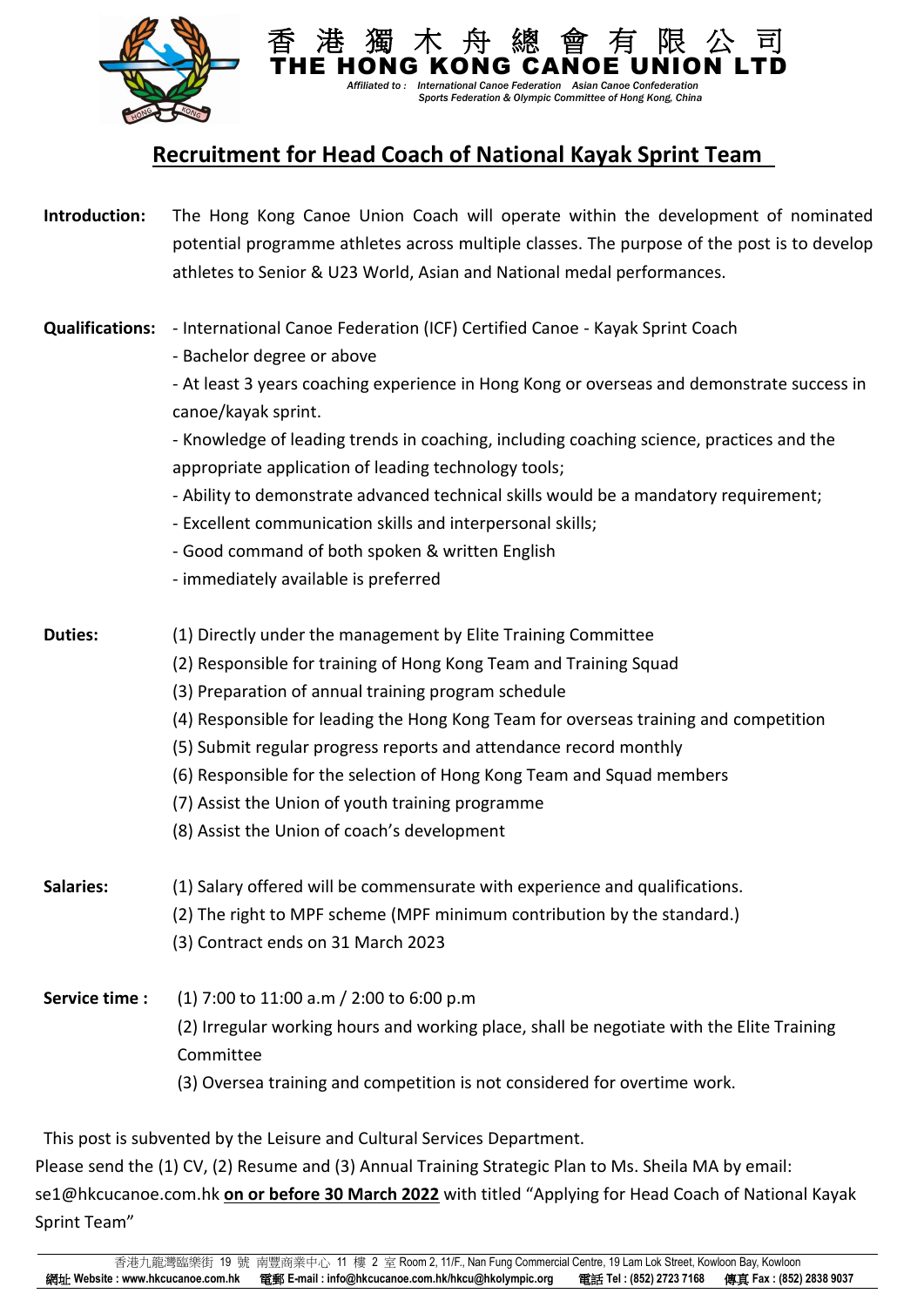香 港 獨 木 舟 總 會 有 限 公 司
**THE HONG KONG CANOE UNION LTD**

*Affiliated to : International Canoe Federation Asian Canoe Confederation*
*Sports Federation & Olympic Committee of Hong Kong, China*

# Recruitment for Head Coach of National Kayak Sprint Team

**Introduction:** The Hong Kong Canoe Union Coach will operate within the development of nominated potential programme athletes across multiple classes. The purpose of the post is to develop athletes to Senior & U23 World, Asian and National medal performances.

**Qualifications:**

- International Canoe Federation (ICF) Certified Canoe - Kayak Sprint Coach
- Bachelor degree or above
- At least 3 years coaching experience in Hong Kong or overseas and demonstrate success in canoe/kayak sprint.
- Knowledge of leading trends in coaching, including coaching science, practices and the appropriate application of leading technology tools;
- Ability to demonstrate advanced technical skills would be a mandatory requirement;
- Excellent communication skills and interpersonal skills;
- Good command of both spoken & written English
- immediately available is preferred

**Duties:**

(1) Directly under the management by Elite Training Committee
(2) Responsible for training of Hong Kong Team and Training Squad
(3) Preparation of annual training program schedule
(4) Responsible for leading the Hong Kong Team for overseas training and competition
(5) Submit regular progress reports and attendance record monthly
(6) Responsible for the selection of Hong Kong Team and Squad members
(7) Assist the Union of youth training programme
(8) Assist the Union of coach's development

**Salaries:**

(1) Salary offered will be commensurate with experience and qualifications.
(2) The right to MPF scheme (MPF minimum contribution by the standard.)
(3) Contract ends on 31 March 2023

**Service time :**

(1) 7:00 to 11:00 a.m / 2:00 to 6:00 p.m
(2) Irregular working hours and working place, shall be negotiate with the Elite Training Committee
(3) Oversea training and competition is not considered for overtime work.

This post is subvented by the Leisure and Cultural Services Department.

Please send the (1) CV, (2) Resume and (3) Annual Training Strategic Plan to Ms. Sheila MA by email: se1@hkcucanoe.com.hk **on or before 30 March 2022** with titled "Applying for Head Coach of National Kayak Sprint Team"

香港九龍灣臨樂街 19 號 南豐商業中心 11 樓 2 室 Room 2, 11/F., Nan Fung Commercial Centre, 19 Lam Lok Street, Kowloon Bay, Kowloon
網址 Website : www.hkcucanoe.com.hk 電郵 E-mail : info@hkcucanoe.com.hk/hkcu@hkolympic.org 電話 Tel : (852) 2723 7168 傳真 Fax : (852) 2838 9037